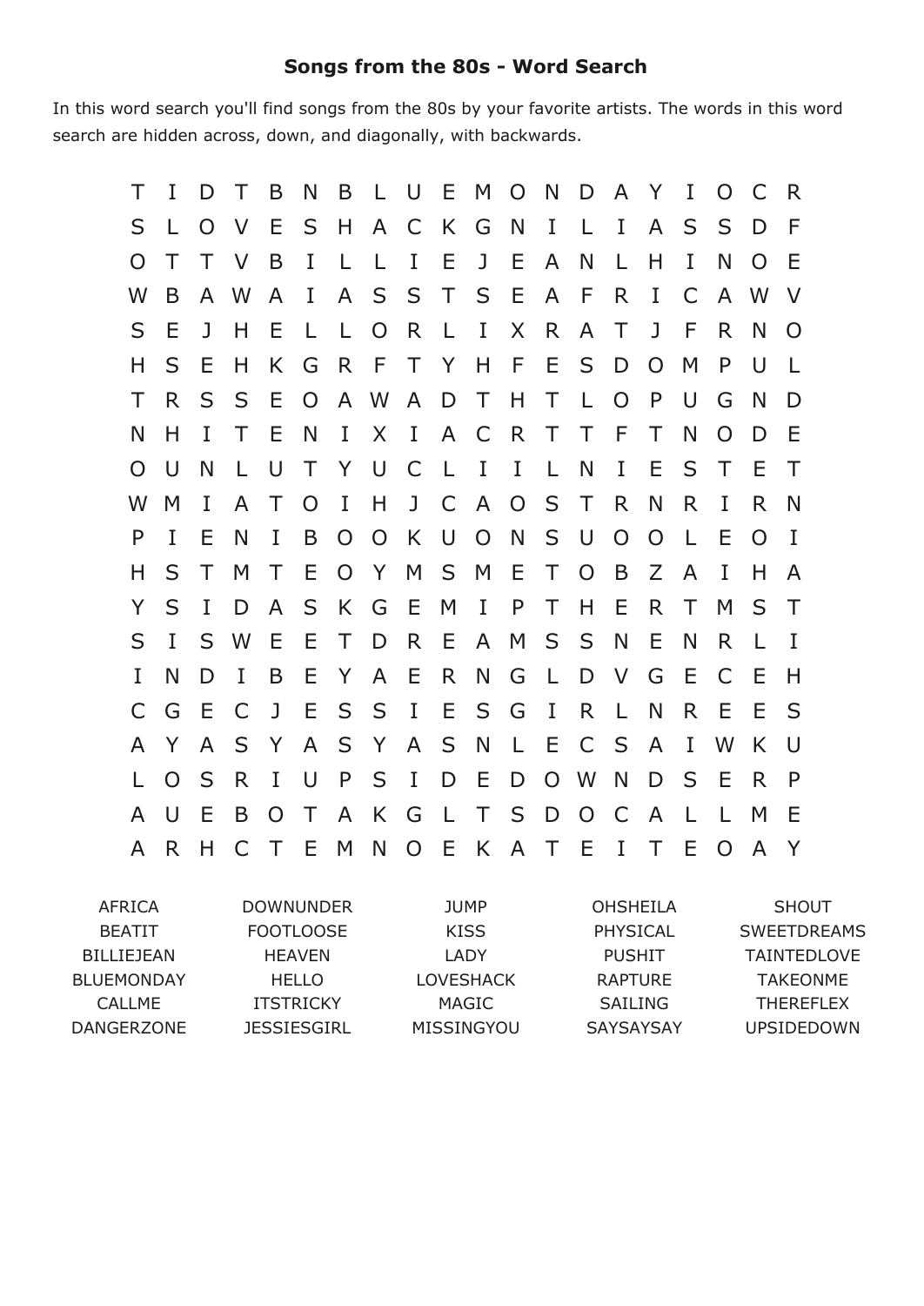# Songs from the 80s - Word Search

In this word search you'll find songs from the 80s by your favorite artists. The words in this word search are hidden across, down, and diagonally, with backwards.

```
T I D T B N B L U E M O N D A Y I O C R
S L O V E S H A C K G N I L I A S S D F
O T T V B I L L I E J E A N L H I N O E
W B A W A I A S S T S E A F R I C A W V
S E J H E L L O R L I X R A T J F R N O
H S E H K G R F T Y H F E S D O M P U L
T R S S E O A W A D T H T L O P U G N D
N H I T E N I X I A C R T T F T N O D E
O U N L U T Y U C L I I L N I E S T E T
W M I A T O I H J C A O S T R N R I R N
P I E N I B O O K U O N S U O O L E O I
H S T M T E O Y M S M E T O B Z A I H A
Y S I D A S K G E M I P T H E R T M S T
S I S W E E T D R E A M S S N E N R L I
I N D I B E Y A E R N G L D V G E C E H
C G E C J E S S I E S G I R L N R E E S
A Y A S Y A S Y A S N L E C S A I W K U
L O S R I U P S I D E D O W N D S E R P
A U E B O T A K G L T S D O C A L L M E
A R H C T E M N O E K A T E I T E O A Y
```

| | | | | |
|---|---|---|---|---|
| AFRICA | DOWNUNDER | JUMP | OHSHEILA | SHOUT |
| BEATIT | FOOTLOOSE | KISS | PHYSICAL | SWEETDREAMS |
| BILLIEJEAN | HEAVEN | LADY | PUSHIT | TAINTEDLOVE |
| BLUEMONDAY | HELLO | LOVESHACK | RAPTURE | TAKEONME |
| CALLME | ITSTRICKY | MAGIC | SAILING | THEREFLEX |
| DANGERZONE | JESSIESGIRL | MISSINGYOU | SAYSAYSAY | UPSIDEDOWN |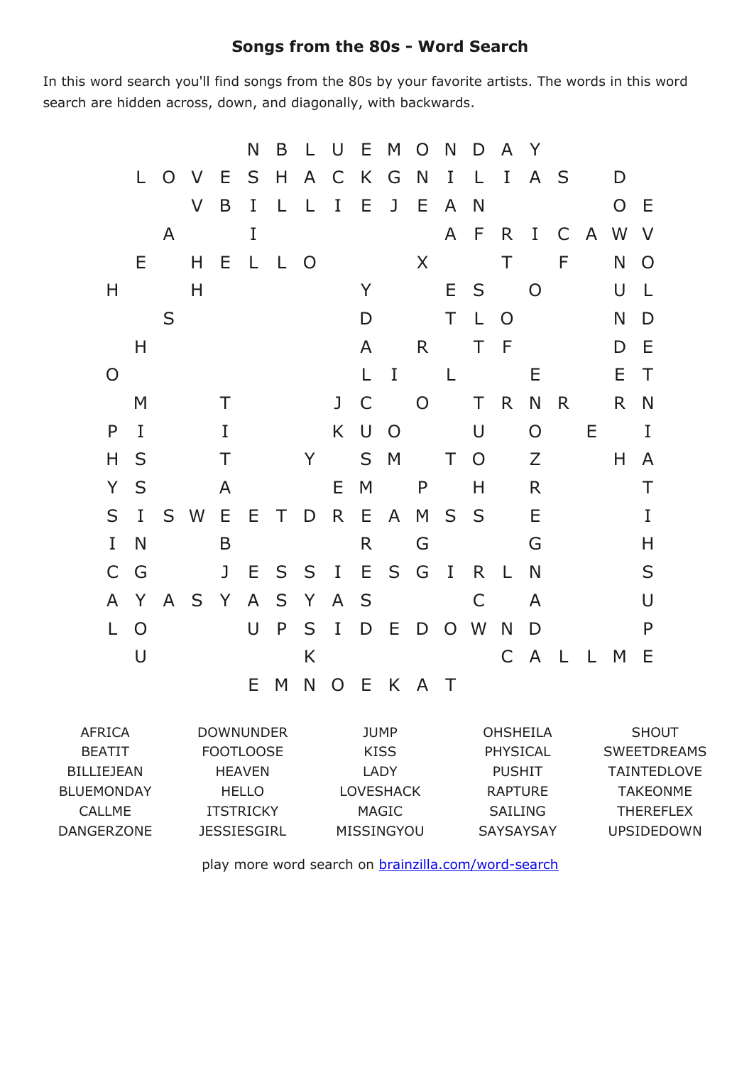# Songs from the 80s - Word Search

In this word search you'll find songs from the 80s by your favorite artists. The words in this word search are hidden across, down, and diagonally, with backwards.

| | | | | | | | | | | | | | | | | | | | |
|---|---|---|---|---|---|---|---|---|---|---|---|---|---|---|---|---|---|---|---|
| | | | | | N | B | L | U | E | M | O | N | D | A | Y | | | | |
| | L | O | V | E | S | H | A | C | K | G | N | I | L | I | A | S | | D | |
| | | | V | B | I | L | L | I | E | J | E | A | N | | | | | O | E |
| | | A | | | I | | | | | | | A | F | R | I | C | A | W | V |
| | E | | H | E | L | L | O | | | | X | | | T | | F | | N | O |
| H | | | H | | | | | | Y | | | E | S | | O | | | U | L |
| | | S | | | | | | | D | | | T | L | O | | | | N | D |
| | H | | | | | | | | A | | R | | T | F | | | | D | E |
| O | | | | | | | | | L | I | | L | | | E | | | E | T |
| | M | | | T | | | | J | C | | O | | T | R | N | R | | R | N |
| P | I | | | I | | | | K | U | O | | | U | | O | | E | | I |
| H | S | | | T | | | Y | | S | M | | T | O | | Z | | | H | A |
| Y | S | | | A | | | | E | M | | P | | H | | R | | | | T |
| S | I | S | W | E | E | T | D | R | E | A | M | S | S | | E | | | | I |
| I | N | | | B | | | | | R | | G | | | | G | | | | H |
| C | G | | | J | E | S | S | I | E | S | G | I | R | L | N | | | | S |
| A | Y | A | S | Y | A | S | Y | A | S | | | | C | | A | | | | U |
| L | O | | | | U | P | S | I | D | E | D | O | W | N | D | | | | P |
| | U | | | | | | K | | | | | | | C | A | L | L | M | E |
| | | | | | E | M | N | O | E | K | A | T | | | | | | | |

| | | | | |
|---|---|---|---|---|
| AFRICA | DOWNUNDER | JUMP | OHSHEILA | SHOUT |
| BEATIT | FOOTLOOSE | KISS | PHYSICAL | SWEETDREAMS |
| BILLIEJEAN | HEAVEN | LADY | PUSHIT | TAINTEDLOVE |
| BLUEMONDAY | HELLO | LOVESHACK | RAPTURE | TAKEONME |
| CALLME | ITSTRICKY | MAGIC | SAILING | THEREFLEX |
| DANGERZONE | JESSIESGIRL | MISSINGYOU | SAYSAYSAY | UPSIDEDOWN |

play more word search on brainzilla.com/word-search